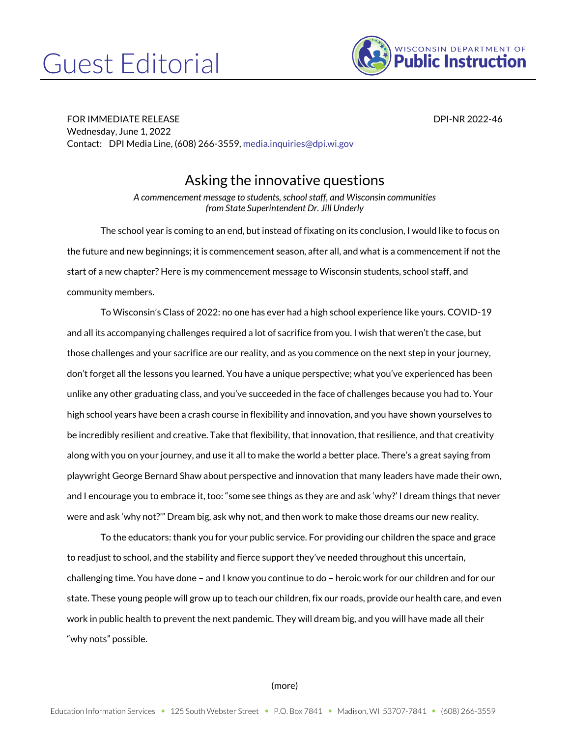# Guest Editorial

WISCONSIN DEPARTMENT OF **Public Instruction**

FOR IMMEDIATE RELEASE DPI-NR 2022-46
Wednesday, June 1, 2022
Contact: DPI Media Line, (608) 266-3559, media.inquiries@dpi.wi.gov

## Asking the innovative questions

*A commencement message to students, school staff, and Wisconsin communities from State Superintendent Dr. Jill Underly*

The school year is coming to an end, but instead of fixating on its conclusion, I would like to focus on the future and new beginnings; it is commencement season, after all, and what is a commencement if not the start of a new chapter? Here is my commencement message to Wisconsin students, school staff, and community members.

To Wisconsin's Class of 2022: no one has ever had a high school experience like yours. COVID-19 and all its accompanying challenges required a lot of sacrifice from you. I wish that weren't the case, but those challenges and your sacrifice are our reality, and as you commence on the next step in your journey, don't forget all the lessons you learned. You have a unique perspective; what you've experienced has been unlike any other graduating class, and you've succeeded in the face of challenges because you had to. Your high school years have been a crash course in flexibility and innovation, and you have shown yourselves to be incredibly resilient and creative. Take that flexibility, that innovation, that resilience, and that creativity along with you on your journey, and use it all to make the world a better place. There's a great saying from playwright George Bernard Shaw about perspective and innovation that many leaders have made their own, and I encourage you to embrace it, too: "some see things as they are and ask 'why?' I dream things that never were and ask 'why not?'" Dream big, ask why not, and then work to make those dreams our new reality.

To the educators: thank you for your public service. For providing our children the space and grace to readjust to school, and the stability and fierce support they've needed throughout this uncertain, challenging time. You have done – and I know you continue to do – heroic work for our children and for our state. These young people will grow up to teach our children, fix our roads, provide our health care, and even work in public health to prevent the next pandemic. They will dream big, and you will have made all their "why nots" possible.

(more)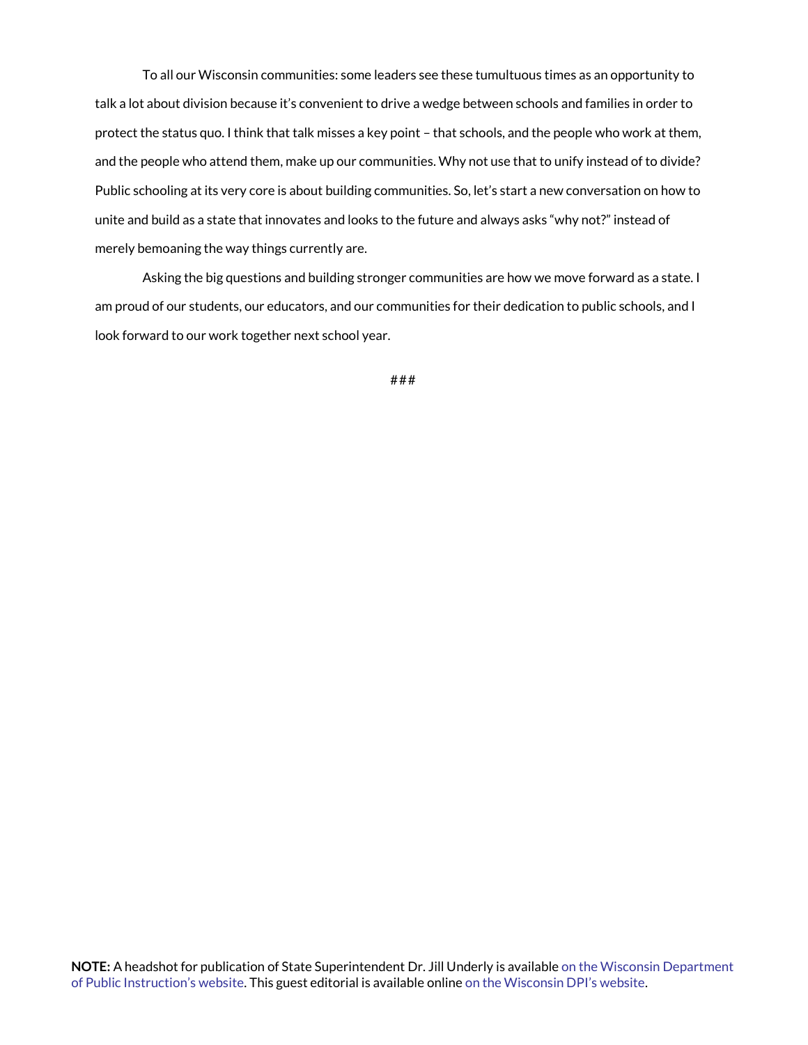To all our Wisconsin communities: some leaders see these tumultuous times as an opportunity to talk a lot about division because it's convenient to drive a wedge between schools and families in order to protect the status quo. I think that talk misses a key point – that schools, and the people who work at them, and the people who attend them, make up our communities. Why not use that to unify instead of to divide? Public schooling at its very core is about building communities. So, let's start a new conversation on how to unite and build as a state that innovates and looks to the future and always asks "why not?" instead of merely bemoaning the way things currently are.

Asking the big questions and building stronger communities are how we move forward as a state. I am proud of our students, our educators, and our communities for their dedication to public schools, and I look forward to our work together next school year.

###

**NOTE:** A headshot for publication of State Superintendent Dr. Jill Underly is available on the Wisconsin Department of Public Instruction's website. This guest editorial is available online on the Wisconsin DPI's website.